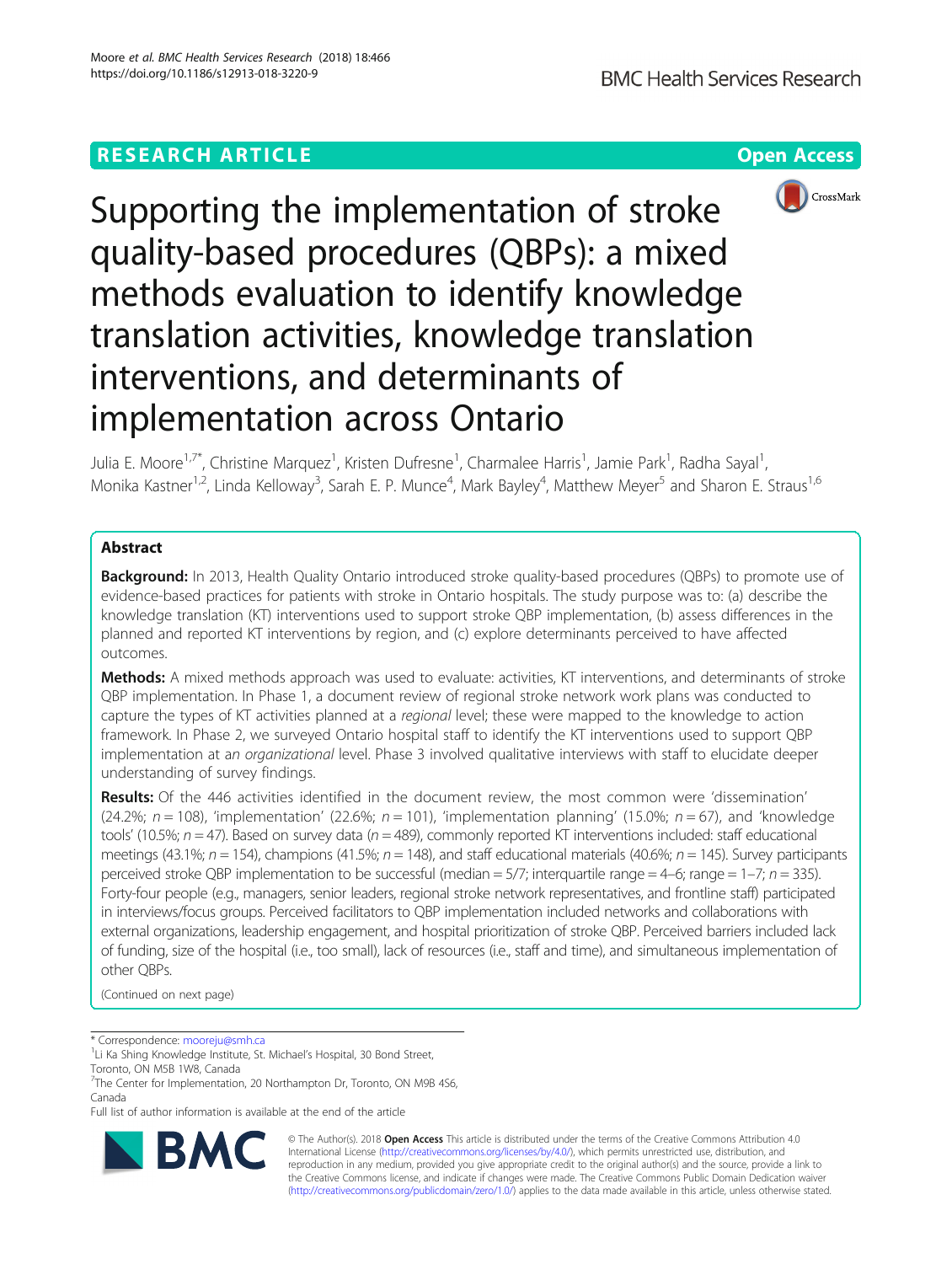# Supporting the implementation of stroke quality-based procedures (QBPs): a mixed methods evaluation to identify knowledge translation activities, knowledge translation interventions, and determinants of implementation across Ontario

Julia E. Moore[1,7*], Christine Marquez[1], Kristen Dufresne[1], Charmalee Harris[1], Jamie Park[1], Radha Sayal[1], Monika Kastner[1,2], Linda Kelloway[3], Sarah E. P. Munce[4], Mark Bayley[4], Matthew Meyer[5] and Sharon E. Straus[1,6]

## Abstract

**Background:** In 2013, Health Quality Ontario introduced stroke quality-based procedures (QBPs) to promote use of evidence-based practices for patients with stroke in Ontario hospitals. The study purpose was to: (a) describe the knowledge translation (KT) interventions used to support stroke QBP implementation, (b) assess differences in the planned and reported KT interventions by region, and (c) explore determinants perceived to have affected outcomes.

**Methods:** A mixed methods approach was used to evaluate: activities, KT interventions, and determinants of stroke QBP implementation. In Phase 1, a document review of regional stroke network work plans was conducted to capture the types of KT activities planned at a *regional* level; these were mapped to the knowledge to action framework. In Phase 2, we surveyed Ontario hospital staff to identify the KT interventions used to support QBP implementation at an *organizational* level. Phase 3 involved qualitative interviews with staff to elucidate deeper understanding of survey findings.

**Results:** Of the 446 activities identified in the document review, the most common were 'dissemination' (24.2%; $n = 108$), 'implementation' (22.6%; $n = 101$), 'implementation planning' (15.0%; $n = 67$), and 'knowledge tools' (10.5%; $n = 47$). Based on survey data ($n = 489$), commonly reported KT interventions included: staff educational meetings (43.1%; $n = 154$), champions (41.5%; $n = 148$), and staff educational materials (40.6%; $n = 145$). Survey participants perceived stroke QBP implementation to be successful (median = 5/7; interquartile range = 4–6; range = 1–7; $n = 335$). Forty-four people (e.g., managers, senior leaders, regional stroke network representatives, and frontline staff) participated in interviews/focus groups. Perceived facilitators to QBP implementation included networks and collaborations with external organizations, leadership engagement, and hospital prioritization of stroke QBP. Perceived barriers included lack of funding, size of the hospital (i.e., too small), lack of resources (i.e., staff and time), and simultaneous implementation of other QBPs.

(Continued on next page)

\* Correspondence: mooreju@smh.ca
[1]Li Ka Shing Knowledge Institute, St. Michael's Hospital, 30 Bond Street, Toronto, ON M5B 1W8, Canada
[7]The Center for Implementation, 20 Northampton Dr, Toronto, ON M9B 4S6, Canada
Full list of author information is available at the end of the article

© The Author(s). 2018 **Open Access** This article is distributed under the terms of the Creative Commons Attribution 4.0 International License (http://creativecommons.org/licenses/by/4.0/), which permits unrestricted use, distribution, and reproduction in any medium, provided you give appropriate credit to the original author(s) and the source, provide a link to the Creative Commons license, and indicate if changes were made. The Creative Commons Public Domain Dedication waiver (http://creativecommons.org/publicdomain/zero/1.0/) applies to the data made available in this article, unless otherwise stated.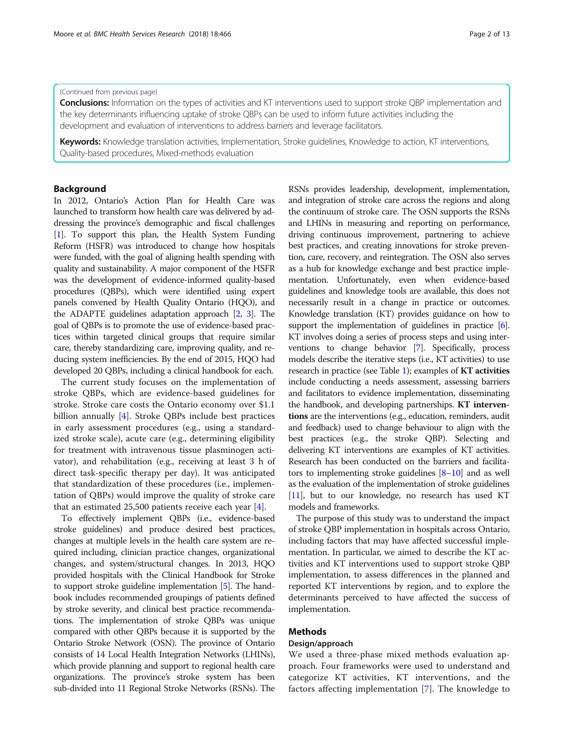(Continued from previous page)

**Conclusions:** Information on the types of activities and KT interventions used to support stroke QBP implementation and the key determinants influencing uptake of stroke QBPs can be used to inform future activities including the development and evaluation of interventions to address barriers and leverage facilitators.

**Keywords:** Knowledge translation activities, Implementation, Stroke guidelines, Knowledge to action, KT interventions, Quality-based procedures, Mixed-methods evaluation

## Background

In 2012, Ontario's Action Plan for Health Care was launched to transform how health care was delivered by addressing the province's demographic and fiscal challenges [1]. To support this plan, the Health System Funding Reform (HSFR) was introduced to change how hospitals were funded, with the goal of aligning health spending with quality and sustainability. A major component of the HSFR was the development of evidence-informed quality-based procedures (QBPs), which were identified using expert panels convened by Health Quality Ontario (HQO), and the ADAPTE guidelines adaptation approach [2, 3]. The goal of QBPs is to promote the use of evidence-based practices within targeted clinical groups that require similar care, thereby standardizing care, improving quality, and reducing system inefficiencies. By the end of 2015, HQO had developed 20 QBPs, including a clinical handbook for each.

The current study focuses on the implementation of stroke QBPs, which are evidence-based guidelines for stroke. Stroke care costs the Ontario economy over $1.1 billion annually [4]. Stroke QBPs include best practices in early assessment procedures (e.g., using a standardized stroke scale), acute care (e.g., determining eligibility for treatment with intravenous tissue plasminogen activator), and rehabilitation (e.g., receiving at least 3 h of direct task-specific therapy per day). It was anticipated that standardization of these procedures (i.e., implementation of QBPs) would improve the quality of stroke care that an estimated 25,500 patients receive each year [4].

To effectively implement QBPs (i.e., evidence-based stroke guidelines) and produce desired best practices, changes at multiple levels in the health care system are required including, clinician practice changes, organizational changes, and system/structural changes. In 2013, HQO provided hospitals with the Clinical Handbook for Stroke to support stroke guideline implementation [5]. The handbook includes recommended groupings of patients defined by stroke severity, and clinical best practice recommendations. The implementation of stroke QBPs was unique compared with other QBPs because it is supported by the Ontario Stroke Network (OSN). The province of Ontario consists of 14 Local Health Integration Networks (LHINs), which provide planning and support to regional health care organizations. The province's stroke system has been sub-divided into 11 Regional Stroke Networks (RSNs). The RSNs provides leadership, development, implementation, and integration of stroke care across the regions and along the continuum of stroke care. The OSN supports the RSNs and LHINs in measuring and reporting on performance, driving continuous improvement, partnering to achieve best practices, and creating innovations for stroke prevention, care, recovery, and reintegration. The OSN also serves as a hub for knowledge exchange and best practice implementation. Unfortunately, even when evidence-based guidelines and knowledge tools are available, this does not necessarily result in a change in practice or outcomes. Knowledge translation (KT) provides guidance on how to support the implementation of guidelines in practice [6]. KT involves doing a series of process steps and using interventions to change behavior [7]. Specifically, process models describe the iterative steps (i.e., KT activities) to use research in practice (see Table 1); examples of **KT activities** include conducting a needs assessment, assessing barriers and facilitators to evidence implementation, disseminating the handbook, and developing partnerships. **KT interventions** are the interventions (e.g., education, reminders, audit and feedback) used to change behaviour to align with the best practices (e.g., the stroke QBP). Selecting and delivering KT interventions are examples of KT activities. Research has been conducted on the barriers and facilitators to implementing stroke guidelines [8–10] and as well as the evaluation of the implementation of stroke guidelines [11], but to our knowledge, no research has used KT models and frameworks.

The purpose of this study was to understand the impact of stroke QBP implementation in hospitals across Ontario, including factors that may have affected successful implementation. In particular, we aimed to describe the KT activities and KT interventions used to support stroke QBP implementation, to assess differences in the planned and reported KT interventions by region, and to explore the determinants perceived to have affected the success of implementation.

## Methods

### Design/approach

We used a three-phase mixed methods evaluation approach. Four frameworks were used to understand and categorize KT activities, KT interventions, and the factors affecting implementation [7]. The knowledge to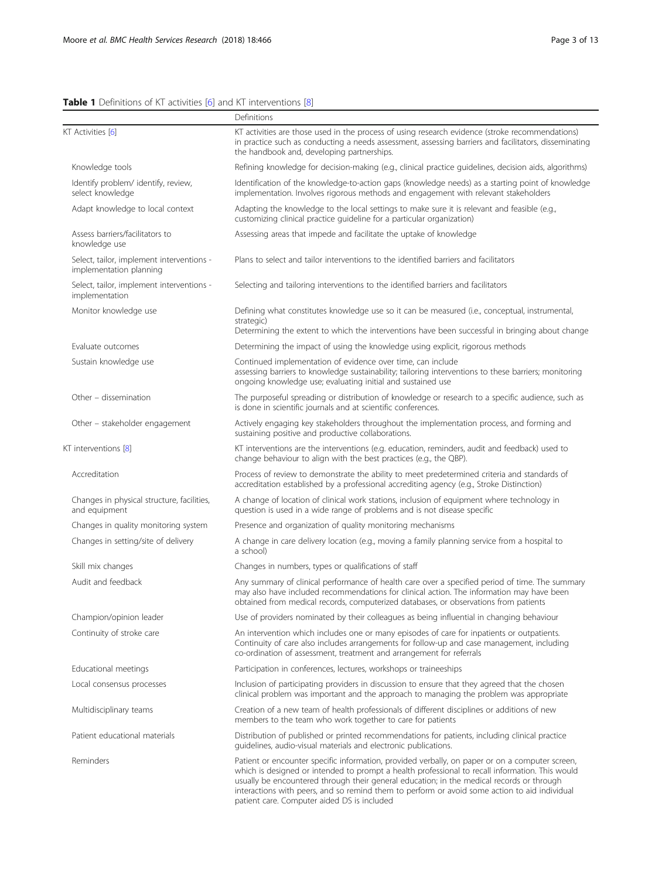**Table 1** Definitions of KT activities [6] and KT interventions [8]

| | Definitions |
|---|---|
| KT Activities [6] | KT activities are those used in the process of using research evidence (stroke recommendations) in practice such as conducting a needs assessment, assessing barriers and facilitators, disseminating the handbook and, developing partnerships. |
| Knowledge tools | Refining knowledge for decision-making (e.g., clinical practice guidelines, decision aids, algorithms) |
| Identify problem/ identify, review, select knowledge | Identification of the knowledge-to-action gaps (knowledge needs) as a starting point of knowledge implementation. Involves rigorous methods and engagement with relevant stakeholders |
| Adapt knowledge to local context | Adapting the knowledge to the local settings to make sure it is relevant and feasible (e.g., customizing clinical practice guideline for a particular organization) |
| Assess barriers/facilitators to knowledge use | Assessing areas that impede and facilitate the uptake of knowledge |
| Select, tailor, implement interventions - implementation planning | Plans to select and tailor interventions to the identified barriers and facilitators |
| Select, tailor, implement interventions - implementation | Selecting and tailoring interventions to the identified barriers and facilitators |
| Monitor knowledge use | Defining what constitutes knowledge use so it can be measured (i.e., conceptual, instrumental, strategic)<br>Determining the extent to which the interventions have been successful in bringing about change |
| Evaluate outcomes | Determining the impact of using the knowledge using explicit, rigorous methods |
| Sustain knowledge use | Continued implementation of evidence over time, can include<br>assessing barriers to knowledge sustainability; tailoring interventions to these barriers; monitoring ongoing knowledge use; evaluating initial and sustained use |
| Other – dissemination | The purposeful spreading or distribution of knowledge or research to a specific audience, such as is done in scientific journals and at scientific conferences. |
| Other – stakeholder engagement | Actively engaging key stakeholders throughout the implementation process, and forming and sustaining positive and productive collaborations. |
| KT interventions [8] | KT interventions are the interventions (e.g. education, reminders, audit and feedback) used to change behaviour to align with the best practices (e.g., the QBP). |
| Accreditation | Process of review to demonstrate the ability to meet predetermined criteria and standards of accreditation established by a professional accrediting agency (e.g., Stroke Distinction) |
| Changes in physical structure, facilities, and equipment | A change of location of clinical work stations, inclusion of equipment where technology in question is used in a wide range of problems and is not disease specific |
| Changes in quality monitoring system | Presence and organization of quality monitoring mechanisms |
| Changes in setting/site of delivery | A change in care delivery location (e.g., moving a family planning service from a hospital to a school) |
| Skill mix changes | Changes in numbers, types or qualifications of staff |
| Audit and feedback | Any summary of clinical performance of health care over a specified period of time. The summary may also have included recommendations for clinical action. The information may have been obtained from medical records, computerized databases, or observations from patients |
| Champion/opinion leader | Use of providers nominated by their colleagues as being influential in changing behaviour |
| Continuity of stroke care | An intervention which includes one or many episodes of care for inpatients or outpatients. Continuity of care also includes arrangements for follow-up and case management, including co-ordination of assessment, treatment and arrangement for referrals |
| Educational meetings | Participation in conferences, lectures, workshops or traineeships |
| Local consensus processes | Inclusion of participating providers in discussion to ensure that they agreed that the chosen clinical problem was important and the approach to managing the problem was appropriate |
| Multidisciplinary teams | Creation of a new team of health professionals of different disciplines or additions of new members to the team who work together to care for patients |
| Patient educational materials | Distribution of published or printed recommendations for patients, including clinical practice guidelines, audio-visual materials and electronic publications. |
| Reminders | Patient or encounter specific information, provided verbally, on paper or on a computer screen, which is designed or intended to prompt a health professional to recall information. This would usually be encountered through their general education; in the medical records or through interactions with peers, and so remind them to perform or avoid some action to aid individual patient care. Computer aided DS is included |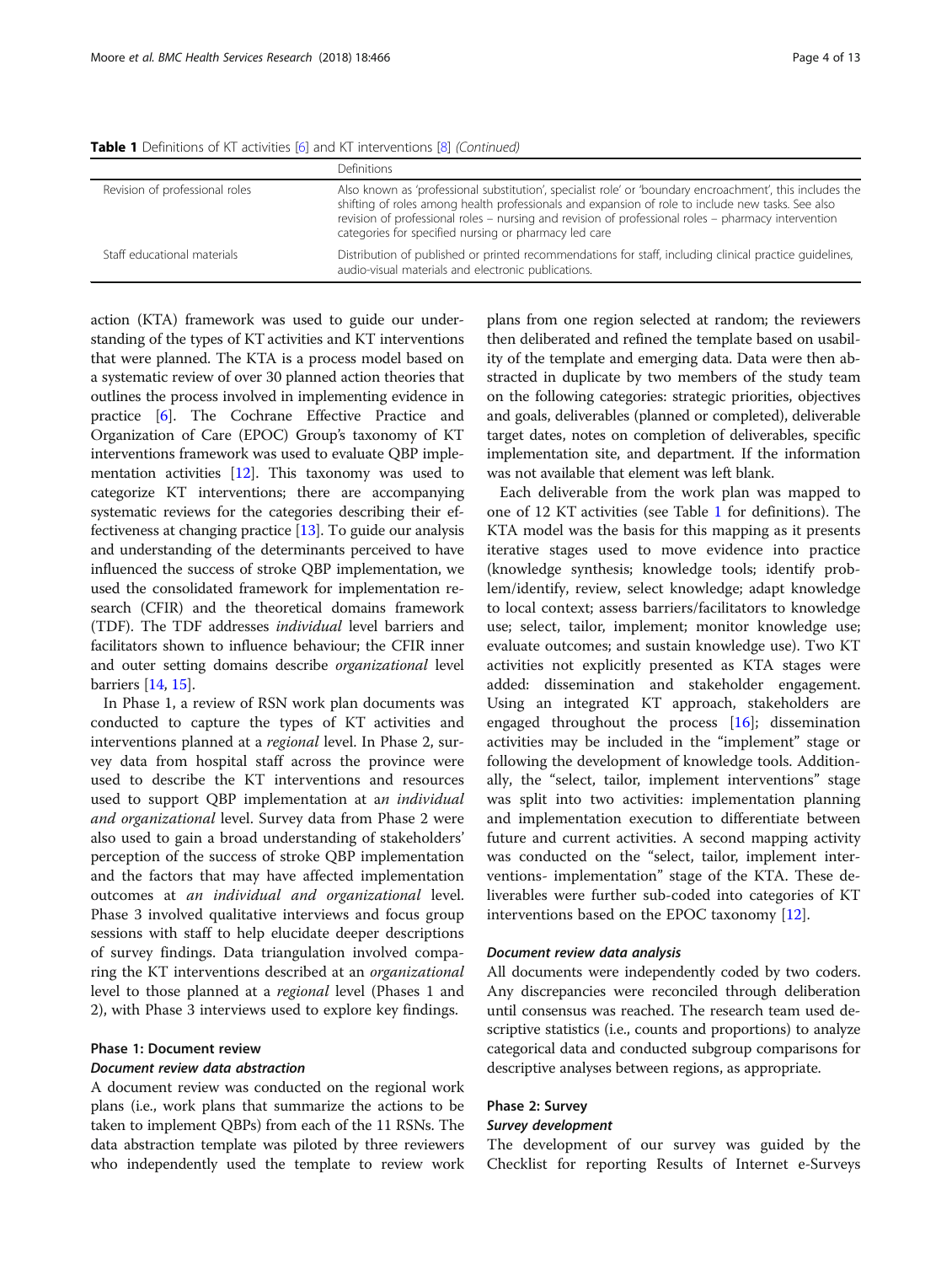**Table 1** Definitions of KT activities [6] and KT interventions [8] *(Continued)*

| | Definitions |
|---|---|
| Revision of professional roles | Also known as 'professional substitution', specialist role' or 'boundary encroachment', this includes the shifting of roles among health professionals and expansion of role to include new tasks. See also revision of professional roles – nursing and revision of professional roles – pharmacy intervention categories for specified nursing or pharmacy led care |
| Staff educational materials | Distribution of published or printed recommendations for staff, including clinical practice guidelines, audio-visual materials and electronic publications. |

action (KTA) framework was used to guide our understanding of the types of KT activities and KT interventions that were planned. The KTA is a process model based on a systematic review of over 30 planned action theories that outlines the process involved in implementing evidence in practice [6]. The Cochrane Effective Practice and Organization of Care (EPOC) Group's taxonomy of KT interventions framework was used to evaluate QBP implementation activities [12]. This taxonomy was used to categorize KT interventions; there are accompanying systematic reviews for the categories describing their effectiveness at changing practice [13]. To guide our analysis and understanding of the determinants perceived to have influenced the success of stroke QBP implementation, we used the consolidated framework for implementation research (CFIR) and the theoretical domains framework (TDF). The TDF addresses *individual* level barriers and facilitators shown to influence behaviour; the CFIR inner and outer setting domains describe *organizational* level barriers [14, 15].

In Phase 1, a review of RSN work plan documents was conducted to capture the types of KT activities and interventions planned at a *regional* level. In Phase 2, survey data from hospital staff across the province were used to describe the KT interventions and resources used to support QBP implementation at a*n individual and organizational* level. Survey data from Phase 2 were also used to gain a broad understanding of stakeholders' perception of the success of stroke QBP implementation and the factors that may have affected implementation outcomes at *an individual and organizational* level. Phase 3 involved qualitative interviews and focus group sessions with staff to help elucidate deeper descriptions of survey findings. Data triangulation involved comparing the KT interventions described at an *organizational* level to those planned at a *regional* level (Phases 1 and 2), with Phase 3 interviews used to explore key findings.

### Phase 1: Document review

#### *Document review data abstraction*

A document review was conducted on the regional work plans (i.e., work plans that summarize the actions to be taken to implement QBPs) from each of the 11 RSNs. The data abstraction template was piloted by three reviewers who independently used the template to review work plans from one region selected at random; the reviewers then deliberated and refined the template based on usability of the template and emerging data. Data were then abstracted in duplicate by two members of the study team on the following categories: strategic priorities, objectives and goals, deliverables (planned or completed), deliverable target dates, notes on completion of deliverables, specific implementation site, and department. If the information was not available that element was left blank.

Each deliverable from the work plan was mapped to one of 12 KT activities (see Table 1 for definitions). The KTA model was the basis for this mapping as it presents iterative stages used to move evidence into practice (knowledge synthesis; knowledge tools; identify problem/identify, review, select knowledge; adapt knowledge to local context; assess barriers/facilitators to knowledge use; select, tailor, implement; monitor knowledge use; evaluate outcomes; and sustain knowledge use). Two KT activities not explicitly presented as KTA stages were added: dissemination and stakeholder engagement. Using an integrated KT approach, stakeholders are engaged throughout the process [16]; dissemination activities may be included in the "implement" stage or following the development of knowledge tools. Additionally, the "select, tailor, implement interventions" stage was split into two activities: implementation planning and implementation execution to differentiate between future and current activities. A second mapping activity was conducted on the "select, tailor, implement interventions- implementation" stage of the KTA. These deliverables were further sub-coded into categories of KT interventions based on the EPOC taxonomy [12].

#### *Document review data analysis*

All documents were independently coded by two coders. Any discrepancies were reconciled through deliberation until consensus was reached. The research team used descriptive statistics (i.e., counts and proportions) to analyze categorical data and conducted subgroup comparisons for descriptive analyses between regions, as appropriate.

### Phase 2: Survey

#### *Survey development*

The development of our survey was guided by the Checklist for reporting Results of Internet e-Surveys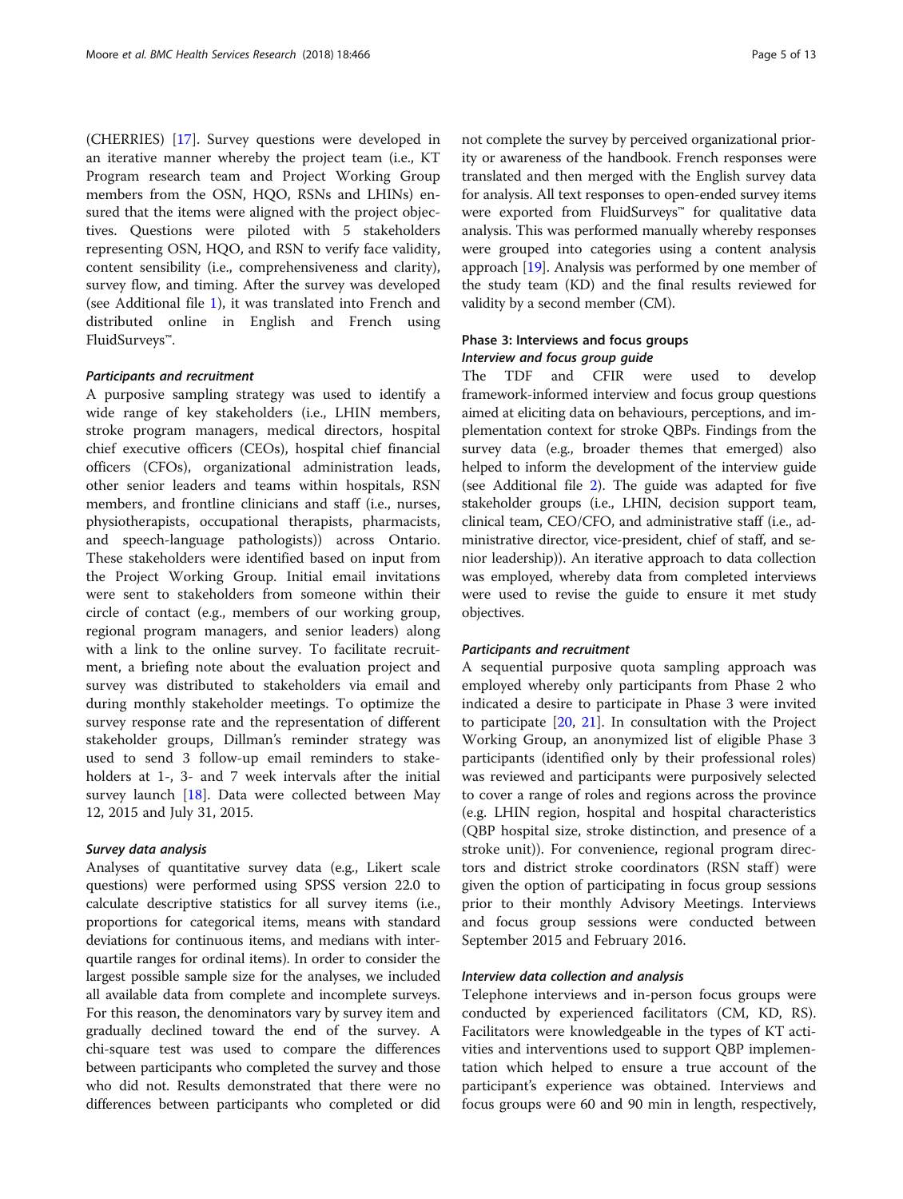(CHERRIES) [17]. Survey questions were developed in an iterative manner whereby the project team (i.e., KT Program research team and Project Working Group members from the OSN, HQO, RSNs and LHINs) ensured that the items were aligned with the project objectives. Questions were piloted with 5 stakeholders representing OSN, HQO, and RSN to verify face validity, content sensibility (i.e., comprehensiveness and clarity), survey flow, and timing. After the survey was developed (see Additional file 1), it was translated into French and distributed online in English and French using FluidSurveys™.

#### *Participants and recruitment*

A purposive sampling strategy was used to identify a wide range of key stakeholders (i.e., LHIN members, stroke program managers, medical directors, hospital chief executive officers (CEOs), hospital chief financial officers (CFOs), organizational administration leads, other senior leaders and teams within hospitals, RSN members, and frontline clinicians and staff (i.e., nurses, physiotherapists, occupational therapists, pharmacists, and speech-language pathologists)) across Ontario. These stakeholders were identified based on input from the Project Working Group. Initial email invitations were sent to stakeholders from someone within their circle of contact (e.g., members of our working group, regional program managers, and senior leaders) along with a link to the online survey. To facilitate recruitment, a briefing note about the evaluation project and survey was distributed to stakeholders via email and during monthly stakeholder meetings. To optimize the survey response rate and the representation of different stakeholder groups, Dillman's reminder strategy was used to send 3 follow-up email reminders to stakeholders at 1-, 3- and 7 week intervals after the initial survey launch [18]. Data were collected between May 12, 2015 and July 31, 2015.

#### *Survey data analysis*

Analyses of quantitative survey data (e.g., Likert scale questions) were performed using SPSS version 22.0 to calculate descriptive statistics for all survey items (i.e., proportions for categorical items, means with standard deviations for continuous items, and medians with interquartile ranges for ordinal items). In order to consider the largest possible sample size for the analyses, we included all available data from complete and incomplete surveys. For this reason, the denominators vary by survey item and gradually declined toward the end of the survey. A chi-square test was used to compare the differences between participants who completed the survey and those who did not. Results demonstrated that there were no differences between participants who completed or did not complete the survey by perceived organizational priority or awareness of the handbook. French responses were translated and then merged with the English survey data for analysis. All text responses to open-ended survey items were exported from FluidSurveys™ for qualitative data analysis. This was performed manually whereby responses were grouped into categories using a content analysis approach [19]. Analysis was performed by one member of the study team (KD) and the final results reviewed for validity by a second member (CM).

### Phase 3: Interviews and focus groups

#### *Interview and focus group guide*

The TDF and CFIR were used to develop framework-informed interview and focus group questions aimed at eliciting data on behaviours, perceptions, and implementation context for stroke QBPs. Findings from the survey data (e.g., broader themes that emerged) also helped to inform the development of the interview guide (see Additional file 2). The guide was adapted for five stakeholder groups (i.e., LHIN, decision support team, clinical team, CEO/CFO, and administrative staff (i.e., administrative director, vice-president, chief of staff, and senior leadership)). An iterative approach to data collection was employed, whereby data from completed interviews were used to revise the guide to ensure it met study objectives.

#### *Participants and recruitment*

A sequential purposive quota sampling approach was employed whereby only participants from Phase 2 who indicated a desire to participate in Phase 3 were invited to participate [20, 21]. In consultation with the Project Working Group, an anonymized list of eligible Phase 3 participants (identified only by their professional roles) was reviewed and participants were purposively selected to cover a range of roles and regions across the province (e.g. LHIN region, hospital and hospital characteristics (QBP hospital size, stroke distinction, and presence of a stroke unit)). For convenience, regional program directors and district stroke coordinators (RSN staff) were given the option of participating in focus group sessions prior to their monthly Advisory Meetings. Interviews and focus group sessions were conducted between September 2015 and February 2016.

#### *Interview data collection and analysis*

Telephone interviews and in-person focus groups were conducted by experienced facilitators (CM, KD, RS). Facilitators were knowledgeable in the types of KT activities and interventions used to support QBP implementation which helped to ensure a true account of the participant's experience was obtained. Interviews and focus groups were 60 and 90 min in length, respectively,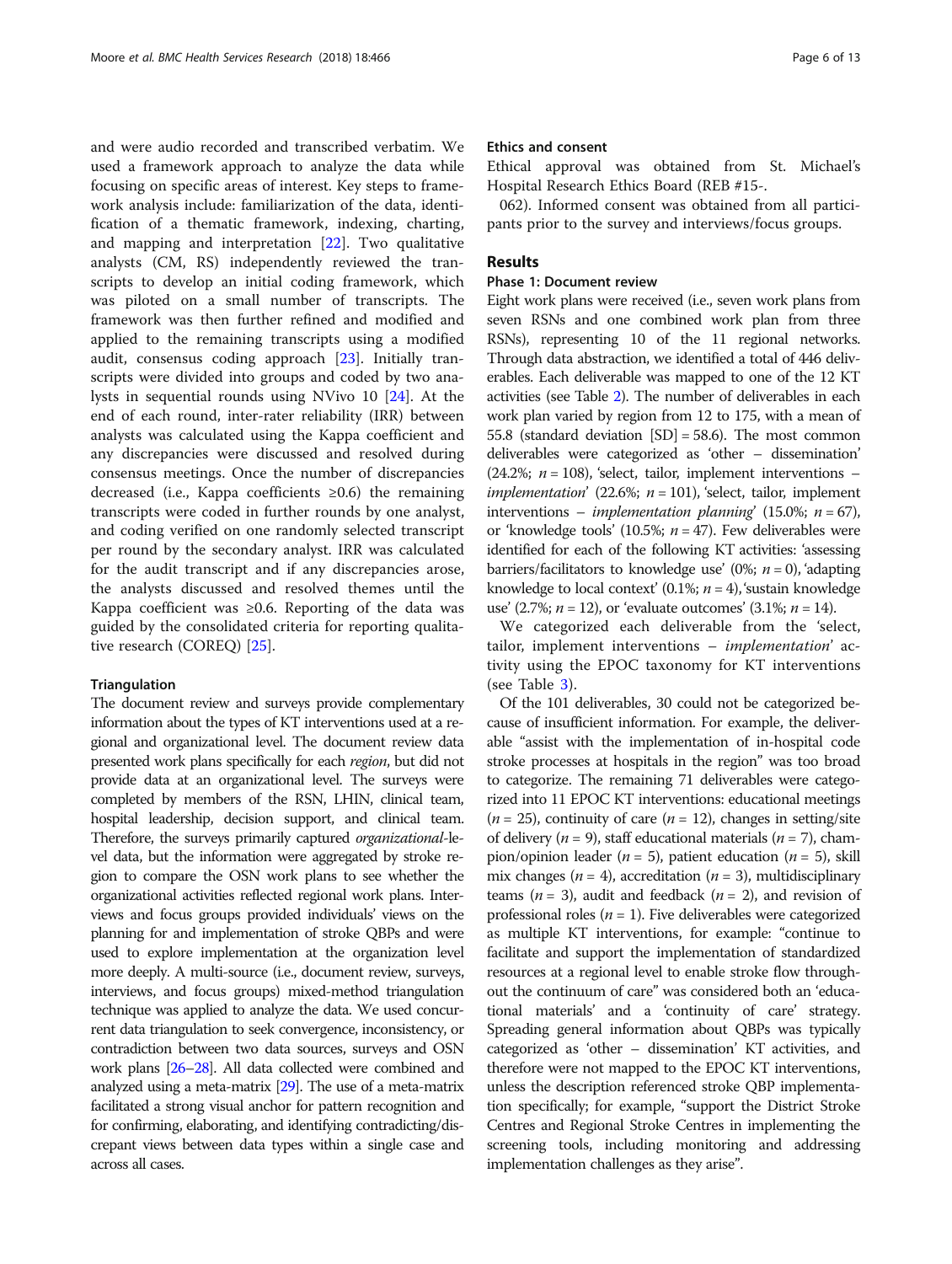and were audio recorded and transcribed verbatim. We used a framework approach to analyze the data while focusing on specific areas of interest. Key steps to framework analysis include: familiarization of the data, identification of a thematic framework, indexing, charting, and mapping and interpretation [22]. Two qualitative analysts (CM, RS) independently reviewed the transcripts to develop an initial coding framework, which was piloted on a small number of transcripts. The framework was then further refined and modified and applied to the remaining transcripts using a modified audit, consensus coding approach [23]. Initially transcripts were divided into groups and coded by two analysts in sequential rounds using NVivo 10 [24]. At the end of each round, inter-rater reliability (IRR) between analysts was calculated using the Kappa coefficient and any discrepancies were discussed and resolved during consensus meetings. Once the number of discrepancies decreased (i.e., Kappa coefficients ≥0.6) the remaining transcripts were coded in further rounds by one analyst, and coding verified on one randomly selected transcript per round by the secondary analyst. IRR was calculated for the audit transcript and if any discrepancies arose, the analysts discussed and resolved themes until the Kappa coefficient was ≥0.6. Reporting of the data was guided by the consolidated criteria for reporting qualitative research (COREQ) [25].

### Triangulation

The document review and surveys provide complementary information about the types of KT interventions used at a regional and organizational level. The document review data presented work plans specifically for each *region*, but did not provide data at an organizational level. The surveys were completed by members of the RSN, LHIN, clinical team, hospital leadership, decision support, and clinical team. Therefore, the surveys primarily captured *organizational*-level data, but the information were aggregated by stroke region to compare the OSN work plans to see whether the organizational activities reflected regional work plans. Interviews and focus groups provided individuals' views on the planning for and implementation of stroke QBPs and were used to explore implementation at the organization level more deeply. A multi-source (i.e., document review, surveys, interviews, and focus groups) mixed-method triangulation technique was applied to analyze the data. We used concurrent data triangulation to seek convergence, inconsistency, or contradiction between two data sources, surveys and OSN work plans [26–28]. All data collected were combined and analyzed using a meta-matrix [29]. The use of a meta-matrix facilitated a strong visual anchor for pattern recognition and for confirming, elaborating, and identifying contradicting/discrepant views between data types within a single case and across all cases.

### Ethics and consent

Ethical approval was obtained from St. Michael's Hospital Research Ethics Board (REB #15-.

062). Informed consent was obtained from all participants prior to the survey and interviews/focus groups.

## Results

### Phase 1: Document review

Eight work plans were received (i.e., seven work plans from seven RSNs and one combined work plan from three RSNs), representing 10 of the 11 regional networks. Through data abstraction, we identified a total of 446 deliverables. Each deliverable was mapped to one of the 12 KT activities (see Table 2). The number of deliverables in each work plan varied by region from 12 to 175, with a mean of 55.8 (standard deviation [SD] = 58.6). The most common deliverables were categorized as 'other – dissemination' (24.2%; $n = 108$), 'select, tailor, implement interventions – *implementation*' (22.6%; $n = 101$), 'select, tailor, implement interventions – *implementation planning*' (15.0%; $n = 67$), or 'knowledge tools' (10.5%; $n = 47$). Few deliverables were identified for each of the following KT activities: 'assessing barriers/facilitators to knowledge use' (0%; $n = 0$), 'adapting knowledge to local context' (0.1%; $n = 4$), 'sustain knowledge use' (2.7%; $n = 12$), or 'evaluate outcomes' (3.1%; $n = 14$).

We categorized each deliverable from the 'select, tailor, implement interventions – *implementation*' activity using the EPOC taxonomy for KT interventions (see Table 3).

Of the 101 deliverables, 30 could not be categorized because of insufficient information. For example, the deliverable "assist with the implementation of in-hospital code stroke processes at hospitals in the region" was too broad to categorize. The remaining 71 deliverables were categorized into 11 EPOC KT interventions: educational meetings ($n = 25$), continuity of care ($n = 12$), changes in setting/site of delivery ($n = 9$), staff educational materials ($n = 7$), champion/opinion leader ($n = 5$), patient education ($n = 5$), skill mix changes ($n = 4$), accreditation ($n = 3$), multidisciplinary teams ($n = 3$), audit and feedback ($n = 2$), and revision of professional roles ($n = 1$). Five deliverables were categorized as multiple KT interventions, for example: "continue to facilitate and support the implementation of standardized resources at a regional level to enable stroke flow throughout the continuum of care" was considered both an 'educational materials' and a 'continuity of care' strategy. Spreading general information about QBPs was typically categorized as 'other – dissemination' KT activities, and therefore were not mapped to the EPOC KT interventions, unless the description referenced stroke QBP implementation specifically; for example, "support the District Stroke Centres and Regional Stroke Centres in implementing the screening tools, including monitoring and addressing implementation challenges as they arise".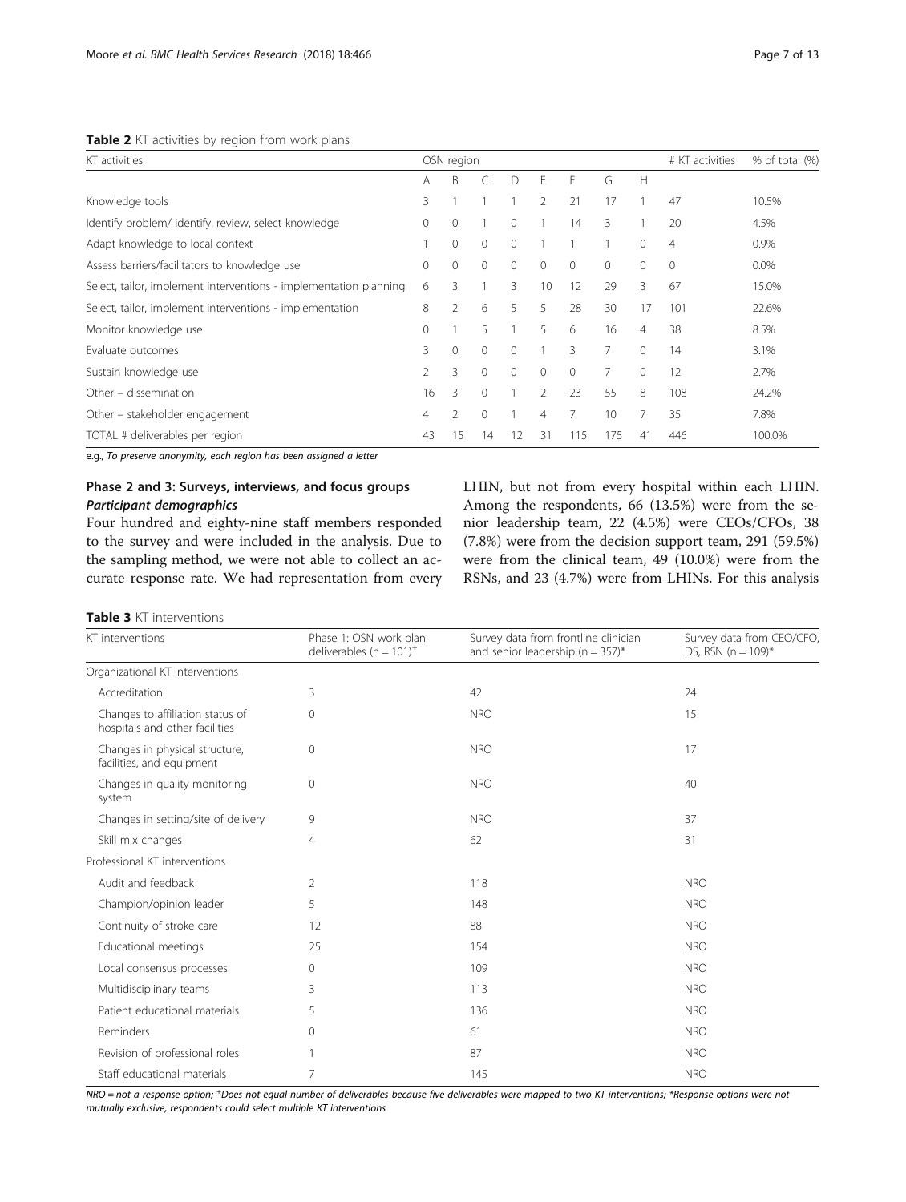**Table 2** KT activities by region from work plans

| KT activities | OSN region | | | | | | | | # KT activities | % of total (%) |
|---|---|---|---|---|---|---|---|---|---|---|
| | A | B | C | D | E | F | G | H | | |
| Knowledge tools | 3 | 1 | 1 | 1 | 2 | 21 | 17 | 1 | 47 | 10.5% |
| Identify problem/ identify, review, select knowledge | 0 | 0 | 1 | 0 | 1 | 14 | 3 | 1 | 20 | 4.5% |
| Adapt knowledge to local context | 1 | 0 | 0 | 0 | 1 | 1 | 1 | 0 | 4 | 0.9% |
| Assess barriers/facilitators to knowledge use | 0 | 0 | 0 | 0 | 0 | 0 | 0 | 0 | 0 | 0.0% |
| Select, tailor, implement interventions - implementation planning | 6 | 3 | 1 | 3 | 10 | 12 | 29 | 3 | 67 | 15.0% |
| Select, tailor, implement interventions - implementation | 8 | 2 | 6 | 5 | 5 | 28 | 30 | 17 | 101 | 22.6% |
| Monitor knowledge use | 0 | 1 | 5 | 1 | 5 | 6 | 16 | 4 | 38 | 8.5% |
| Evaluate outcomes | 3 | 0 | 0 | 0 | 1 | 3 | 7 | 0 | 14 | 3.1% |
| Sustain knowledge use | 2 | 3 | 0 | 0 | 0 | 0 | 7 | 0 | 12 | 2.7% |
| Other – dissemination | 16 | 3 | 0 | 1 | 2 | 23 | 55 | 8 | 108 | 24.2% |
| Other – stakeholder engagement | 4 | 2 | 0 | 1 | 4 | 7 | 10 | 7 | 35 | 7.8% |
| TOTAL # deliverables per region | 43 | 15 | 14 | 12 | 31 | 115 | 175 | 41 | 446 | 100.0% |

e.g., *To preserve anonymity, each region has been assigned a letter*

## Phase 2 and 3: Surveys, interviews, and focus groups

### *Participant demographics*

Four hundred and eighty-nine staff members responded to the survey and were included in the analysis. Due to the sampling method, we were not able to collect an accurate response rate. We had representation from every LHIN, but not from every hospital within each LHIN. Among the respondents, 66 (13.5%) were from the senior leadership team, 22 (4.5%) were CEOs/CFOs, 38 (7.8%) were from the decision support team, 291 (59.5%) were from the clinical team, 49 (10.0%) were from the RSNs, and 23 (4.7%) were from LHINs. For this analysis

**Table 3** KT interventions

| KT interventions | Phase 1: OSN work plan deliverables (n = 101)+ | Survey data from frontline clinician and senior leadership (n = 357)* | Survey data from CEO/CFO, DS, RSN (n = 109)* |
|---|---|---|---|
| Organizational KT interventions | | | |
| Accreditation | 3 | 42 | 24 |
| Changes to affiliation status of hospitals and other facilities | 0 | NRO | 15 |
| Changes in physical structure, facilities, and equipment | 0 | NRO | 17 |
| Changes in quality monitoring system | 0 | NRO | 40 |
| Changes in setting/site of delivery | 9 | NRO | 37 |
| Skill mix changes | 4 | 62 | 31 |
| Professional KT interventions | | | |
| Audit and feedback | 2 | 118 | NRO |
| Champion/opinion leader | 5 | 148 | NRO |
| Continuity of stroke care | 12 | 88 | NRO |
| Educational meetings | 25 | 154 | NRO |
| Local consensus processes | 0 | 109 | NRO |
| Multidisciplinary teams | 3 | 113 | NRO |
| Patient educational materials | 5 | 136 | NRO |
| Reminders | 0 | 61 | NRO |
| Revision of professional roles | 1 | 87 | NRO |
| Staff educational materials | 7 | 145 | NRO |

*NRO = not a response option; +Does not equal number of deliverables because five deliverables were mapped to two KT interventions; \*Response options were not mutually exclusive, respondents could select multiple KT interventions*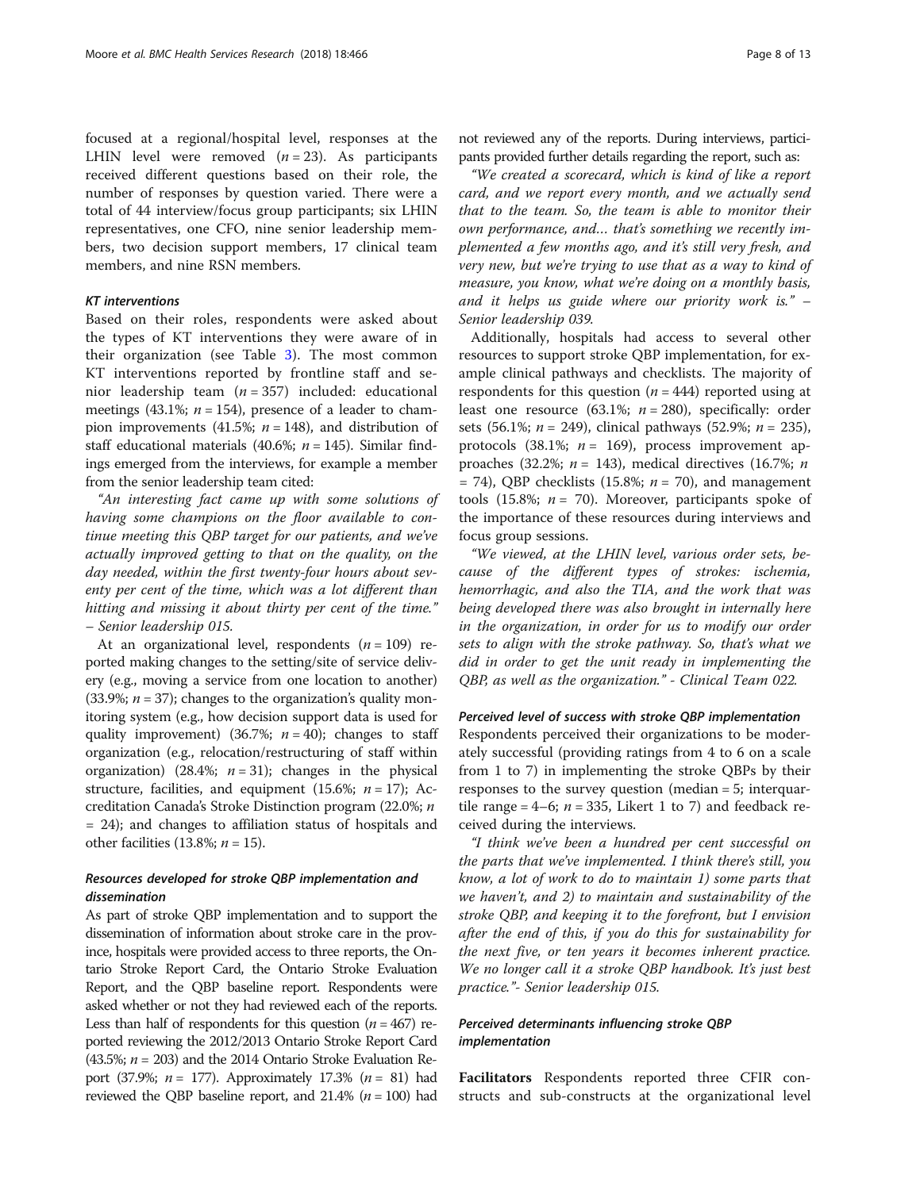focused at a regional/hospital level, responses at the LHIN level were removed ($n = 23$). As participants received different questions based on their role, the number of responses by question varied. There were a total of 44 interview/focus group participants; six LHIN representatives, one CFO, nine senior leadership members, two decision support members, 17 clinical team members, and nine RSN members.

#### KT interventions

Based on their roles, respondents were asked about the types of KT interventions they were aware of in their organization (see Table 3). The most common KT interventions reported by frontline staff and senior leadership team ($n = 357$) included: educational meetings (43.1%; $n = 154$), presence of a leader to champion improvements (41.5%; $n = 148$), and distribution of staff educational materials (40.6%; $n = 145$). Similar findings emerged from the interviews, for example a member from the senior leadership team cited:

*"An interesting fact came up with some solutions of having some champions on the floor available to continue meeting this QBP target for our patients, and we've actually improved getting to that on the quality, on the day needed, within the first twenty-four hours about seventy per cent of the time, which was a lot different than hitting and missing it about thirty per cent of the time." – Senior leadership 015.*

At an organizational level, respondents ($n = 109$) reported making changes to the setting/site of service delivery (e.g., moving a service from one location to another) (33.9%; $n = 37$); changes to the organization's quality monitoring system (e.g., how decision support data is used for quality improvement) (36.7%; $n = 40$); changes to staff organization (e.g., relocation/restructuring of staff within organization) (28.4%; $n = 31$); changes in the physical structure, facilities, and equipment (15.6%; $n = 17$); Accreditation Canada's Stroke Distinction program (22.0%; $n = 24$); and changes to affiliation status of hospitals and other facilities (13.8%; $n = 15$).

### Resources developed for stroke QBP implementation and dissemination

As part of stroke QBP implementation and to support the dissemination of information about stroke care in the province, hospitals were provided access to three reports, the Ontario Stroke Report Card, the Ontario Stroke Evaluation Report, and the QBP baseline report. Respondents were asked whether or not they had reviewed each of the reports. Less than half of respondents for this question ($n = 467$) reported reviewing the 2012/2013 Ontario Stroke Report Card (43.5%; $n = 203$) and the 2014 Ontario Stroke Evaluation Report (37.9%; $n = 177$). Approximately 17.3% ($n = 81$) had reviewed the QBP baseline report, and 21.4% ($n = 100$) had not reviewed any of the reports. During interviews, participants provided further details regarding the report, such as:

*"We created a scorecard, which is kind of like a report card, and we report every month, and we actually send that to the team. So, the team is able to monitor their own performance, and… that's something we recently implemented a few months ago, and it's still very fresh, and very new, but we're trying to use that as a way to kind of measure, you know, what we're doing on a monthly basis, and it helps us guide where our priority work is." – Senior leadership 039.*

Additionally, hospitals had access to several other resources to support stroke QBP implementation, for example clinical pathways and checklists. The majority of respondents for this question ($n = 444$) reported using at least one resource (63.1%; $n = 280$), specifically: order sets (56.1%; $n = 249$), clinical pathways (52.9%; $n = 235$), protocols (38.1%; $n = 169$), process improvement approaches (32.2%; $n = 143$), medical directives (16.7%; $n = 74$), QBP checklists (15.8%; $n = 70$), and management tools (15.8%; $n = 70$). Moreover, participants spoke of the importance of these resources during interviews and focus group sessions.

*"We viewed, at the LHIN level, various order sets, because of the different types of strokes: ischemia, hemorrhagic, and also the TIA, and the work that was being developed there was also brought in internally here in the organization, in order for us to modify our order sets to align with the stroke pathway. So, that's what we did in order to get the unit ready in implementing the QBP, as well as the organization." - Clinical Team 022.*

#### Perceived level of success with stroke QBP implementation

Respondents perceived their organizations to be moderately successful (providing ratings from 4 to 6 on a scale from 1 to 7) in implementing the stroke QBPs by their responses to the survey question (median = 5; interquartile range = 4–6; $n = 335$, Likert 1 to 7) and feedback received during the interviews.

*"I think we've been a hundred per cent successful on the parts that we've implemented. I think there's still, you know, a lot of work to do to maintain 1) some parts that we haven't, and 2) to maintain and sustainability of the stroke QBP, and keeping it to the forefront, but I envision after the end of this, if you do this for sustainability for the next five, or ten years it becomes inherent practice. We no longer call it a stroke QBP handbook. It's just best practice."- Senior leadership 015.*

### Perceived determinants influencing stroke QBP implementation

**Facilitators** Respondents reported three CFIR constructs and sub-constructs at the organizational level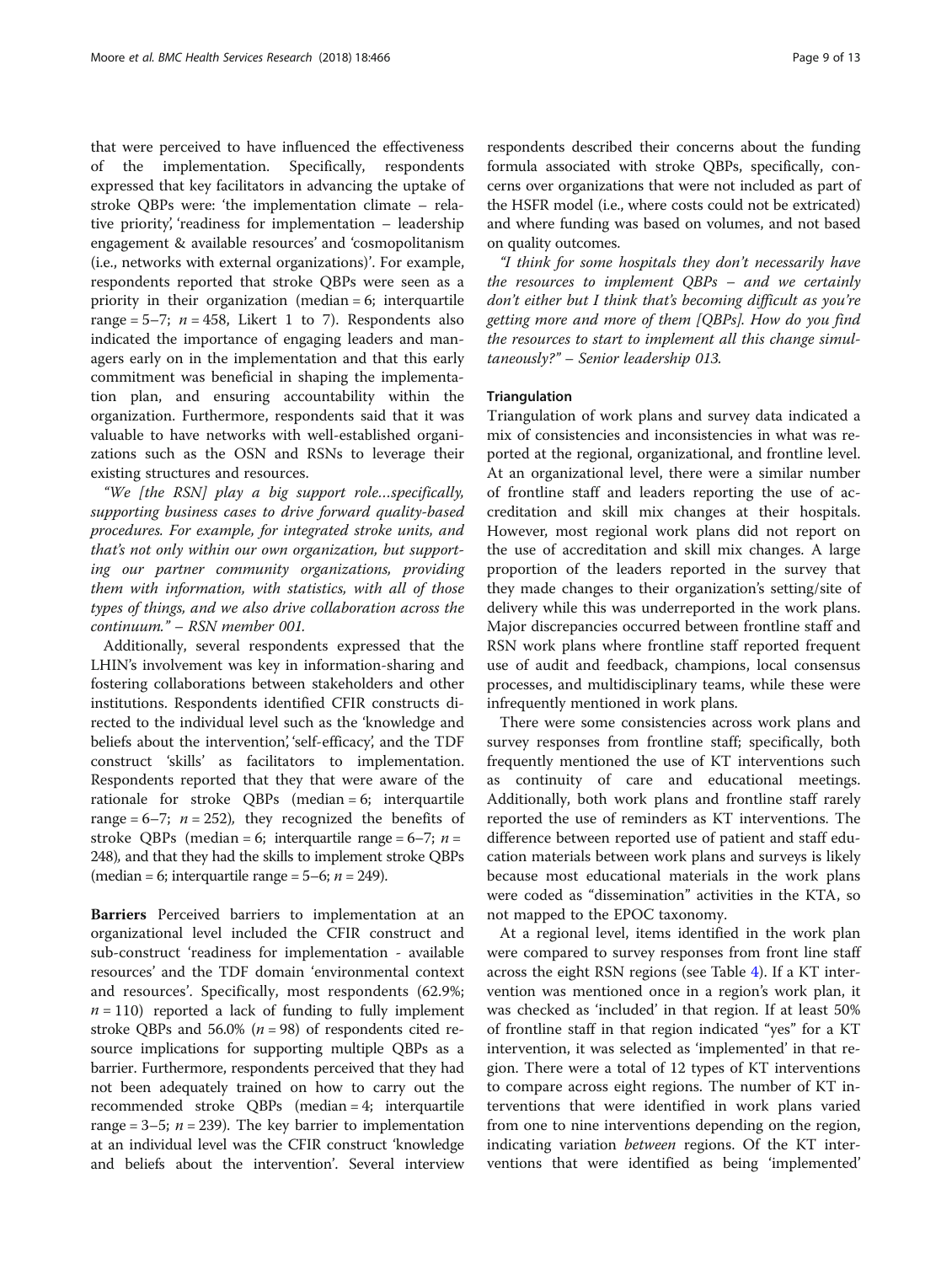that were perceived to have influenced the effectiveness of the implementation. Specifically, respondents expressed that key facilitators in advancing the uptake of stroke QBPs were: 'the implementation climate – relative priority', 'readiness for implementation – leadership engagement & available resources' and 'cosmopolitanism (i.e., networks with external organizations)'. For example, respondents reported that stroke QBPs were seen as a priority in their organization (median = 6; interquartile range = 5–7; *n* = 458, Likert 1 to 7). Respondents also indicated the importance of engaging leaders and managers early on in the implementation and that this early commitment was beneficial in shaping the implementation plan, and ensuring accountability within the organization. Furthermore, respondents said that it was valuable to have networks with well-established organizations such as the OSN and RSNs to leverage their existing structures and resources.

*"We [the RSN] play a big support role…specifically, supporting business cases to drive forward quality-based procedures. For example, for integrated stroke units, and that's not only within our own organization, but supporting our partner community organizations, providing them with information, with statistics, with all of those types of things, and we also drive collaboration across the continuum." – RSN member 001.*

Additionally, several respondents expressed that the LHIN's involvement was key in information-sharing and fostering collaborations between stakeholders and other institutions. Respondents identified CFIR constructs directed to the individual level such as the 'knowledge and beliefs about the intervention', 'self-efficacy', and the TDF construct 'skills' as facilitators to implementation. Respondents reported that they that were aware of the rationale for stroke QBPs (median = 6; interquartile range = 6–7; *n* = 252), they recognized the benefits of stroke QBPs (median = 6; interquartile range = 6–7; *n* = 248), and that they had the skills to implement stroke QBPs (median = 6; interquartile range = 5–6; *n* = 249).

**Barriers** Perceived barriers to implementation at an organizational level included the CFIR construct and sub-construct 'readiness for implementation - available resources' and the TDF domain 'environmental context and resources'. Specifically, most respondents (62.9%; *n* = 110) reported a lack of funding to fully implement stroke QBPs and 56.0% (*n* = 98) of respondents cited resource implications for supporting multiple QBPs as a barrier. Furthermore, respondents perceived that they had not been adequately trained on how to carry out the recommended stroke QBPs (median = 4; interquartile range = 3–5; *n* = 239). The key barrier to implementation at an individual level was the CFIR construct 'knowledge and beliefs about the intervention'. Several interview respondents described their concerns about the funding formula associated with stroke QBPs, specifically, concerns over organizations that were not included as part of the HSFR model (i.e., where costs could not be extricated) and where funding was based on volumes, and not based on quality outcomes.

*"I think for some hospitals they don't necessarily have the resources to implement QBPs – and we certainly don't either but I think that's becoming difficult as you're getting more and more of them [QBPs]. How do you find the resources to start to implement all this change simultaneously?" – Senior leadership 013.*

### Triangulation

Triangulation of work plans and survey data indicated a mix of consistencies and inconsistencies in what was reported at the regional, organizational, and frontline level. At an organizational level, there were a similar number of frontline staff and leaders reporting the use of accreditation and skill mix changes at their hospitals. However, most regional work plans did not report on the use of accreditation and skill mix changes. A large proportion of the leaders reported in the survey that they made changes to their organization's setting/site of delivery while this was underreported in the work plans. Major discrepancies occurred between frontline staff and RSN work plans where frontline staff reported frequent use of audit and feedback, champions, local consensus processes, and multidisciplinary teams, while these were infrequently mentioned in work plans.

There were some consistencies across work plans and survey responses from frontline staff; specifically, both frequently mentioned the use of KT interventions such as continuity of care and educational meetings. Additionally, both work plans and frontline staff rarely reported the use of reminders as KT interventions. The difference between reported use of patient and staff education materials between work plans and surveys is likely because most educational materials in the work plans were coded as "dissemination" activities in the KTA, so not mapped to the EPOC taxonomy.

At a regional level, items identified in the work plan were compared to survey responses from front line staff across the eight RSN regions (see Table 4). If a KT intervention was mentioned once in a region's work plan, it was checked as 'included' in that region. If at least 50% of frontline staff in that region indicated "yes" for a KT intervention, it was selected as 'implemented' in that region. There were a total of 12 types of KT interventions to compare across eight regions. The number of KT interventions that were identified in work plans varied from one to nine interventions depending on the region, indicating variation *between* regions. Of the KT interventions that were identified as being 'implemented'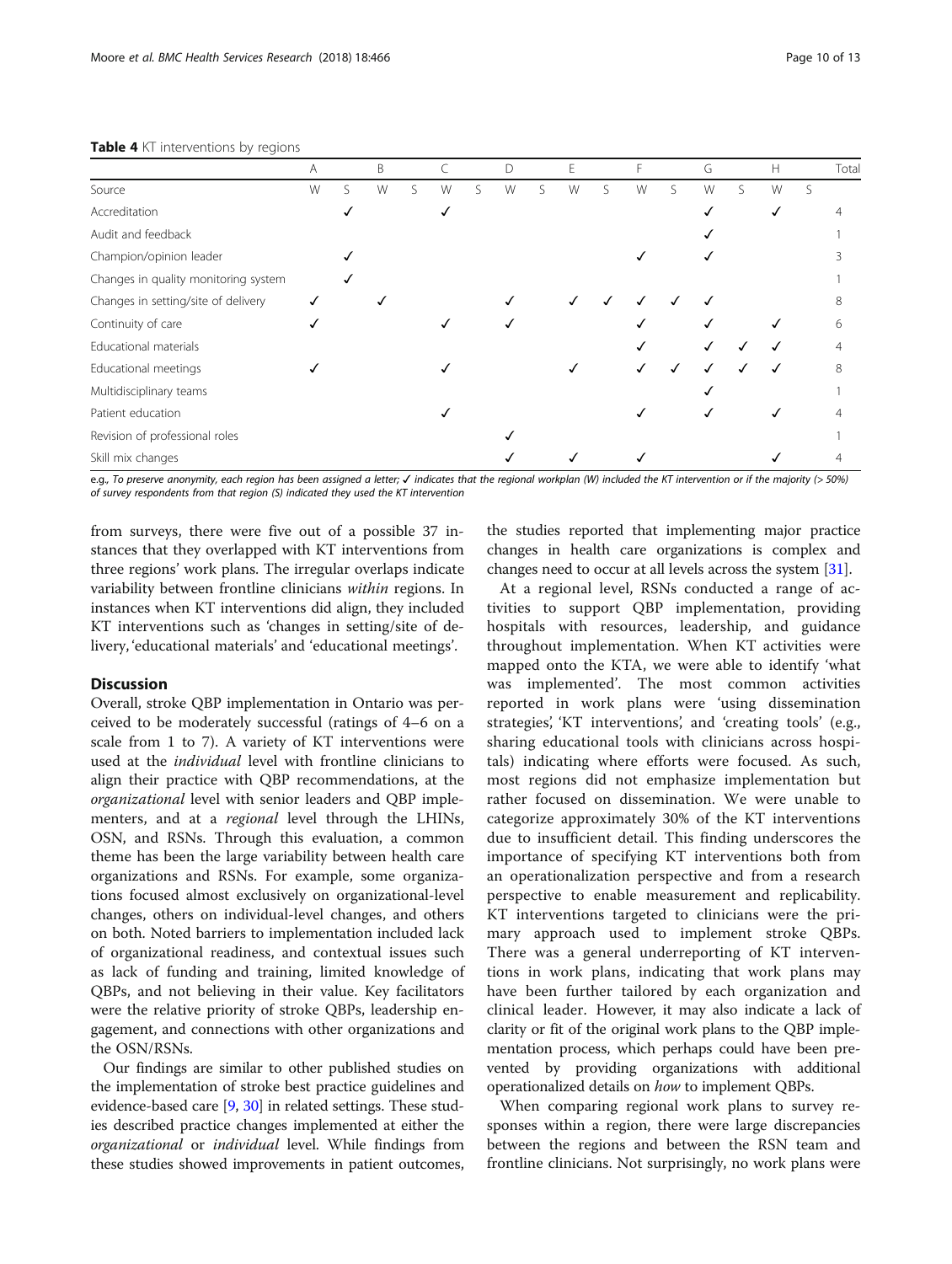**Table 4** KT interventions by regions

| | A | | B | | C | | D | | E | | F | | G | | H | | Total |
|---|---|---|---|---|---|---|---|---|---|---|---|---|---|---|---|---|---|
| Source | W | S | W | S | W | S | W | S | W | S | W | S | W | S | W | S | |
| Accreditation | | ✓ | | | ✓ | | | | | | | | ✓ | | ✓ | | 4 |
| Audit and feedback | | | | | | | | | | | | | ✓ | | | | 1 |
| Champion/opinion leader | | ✓ | | | | | | | | | ✓ | | ✓ | | | | 3 |
| Changes in quality monitoring system | | ✓ | | | | | | | | | | | | | | | 1 |
| Changes in setting/site of delivery | ✓ | | ✓ | | | | ✓ | | ✓ | ✓ | ✓ | ✓ | ✓ | | | | 8 |
| Continuity of care | ✓ | | | | ✓ | | ✓ | | | | ✓ | | ✓ | | ✓ | | 6 |
| Educational materials | | | | | | | | | | | ✓ | | ✓ | ✓ | ✓ | | 4 |
| Educational meetings | ✓ | | | | ✓ | | | | ✓ | | ✓ | ✓ | ✓ | ✓ | ✓ | | 8 |
| Multidisciplinary teams | | | | | | | | | | | | | ✓ | | | | 1 |
| Patient education | | | | | ✓ | | | | | | ✓ | | ✓ | | ✓ | | 4 |
| Revision of professional roles | | | | | | | ✓ | | | | | | | | | | 1 |
| Skill mix changes | | | | | | | ✓ | | ✓ | | ✓ | | | | ✓ | | 4 |

e.g., *To preserve anonymity, each region has been assigned a letter; ✓ indicates that the regional workplan (W) included the KT intervention or if the majority (> 50%) of survey respondents from that region (S) indicated they used the KT intervention*

from surveys, there were five out of a possible 37 instances that they overlapped with KT interventions from three regions' work plans. The irregular overlaps indicate variability between frontline clinicians *within* regions. In instances when KT interventions did align, they included KT interventions such as 'changes in setting/site of delivery, 'educational materials' and 'educational meetings'.

## Discussion

Overall, stroke QBP implementation in Ontario was perceived to be moderately successful (ratings of 4–6 on a scale from 1 to 7). A variety of KT interventions were used at the *individual* level with frontline clinicians to align their practice with QBP recommendations, at the *organizational* level with senior leaders and QBP implementers, and at a *regional* level through the LHINs, OSN, and RSNs. Through this evaluation, a common theme has been the large variability between health care organizations and RSNs. For example, some organizations focused almost exclusively on organizational-level changes, others on individual-level changes, and others on both. Noted barriers to implementation included lack of organizational readiness, and contextual issues such as lack of funding and training, limited knowledge of QBPs, and not believing in their value. Key facilitators were the relative priority of stroke QBPs, leadership engagement, and connections with other organizations and the OSN/RSNs.

Our findings are similar to other published studies on the implementation of stroke best practice guidelines and evidence-based care [9, 30] in related settings. These studies described practice changes implemented at either the *organizational* or *individual* level. While findings from these studies showed improvements in patient outcomes, the studies reported that implementing major practice changes in health care organizations is complex and changes need to occur at all levels across the system [31].

At a regional level, RSNs conducted a range of activities to support QBP implementation, providing hospitals with resources, leadership, and guidance throughout implementation. When KT activities were mapped onto the KTA, we were able to identify 'what was implemented'. The most common activities reported in work plans were 'using dissemination strategies', 'KT interventions', and 'creating tools' (e.g., sharing educational tools with clinicians across hospitals) indicating where efforts were focused. As such, most regions did not emphasize implementation but rather focused on dissemination. We were unable to categorize approximately 30% of the KT interventions due to insufficient detail. This finding underscores the importance of specifying KT interventions both from an operationalization perspective and from a research perspective to enable measurement and replicability. KT interventions targeted to clinicians were the primary approach used to implement stroke QBPs. There was a general underreporting of KT interventions in work plans, indicating that work plans may have been further tailored by each organization and clinical leader. However, it may also indicate a lack of clarity or fit of the original work plans to the QBP implementation process, which perhaps could have been prevented by providing organizations with additional operationalized details on *how* to implement QBPs.

When comparing regional work plans to survey responses within a region, there were large discrepancies between the regions and between the RSN team and frontline clinicians. Not surprisingly, no work plans were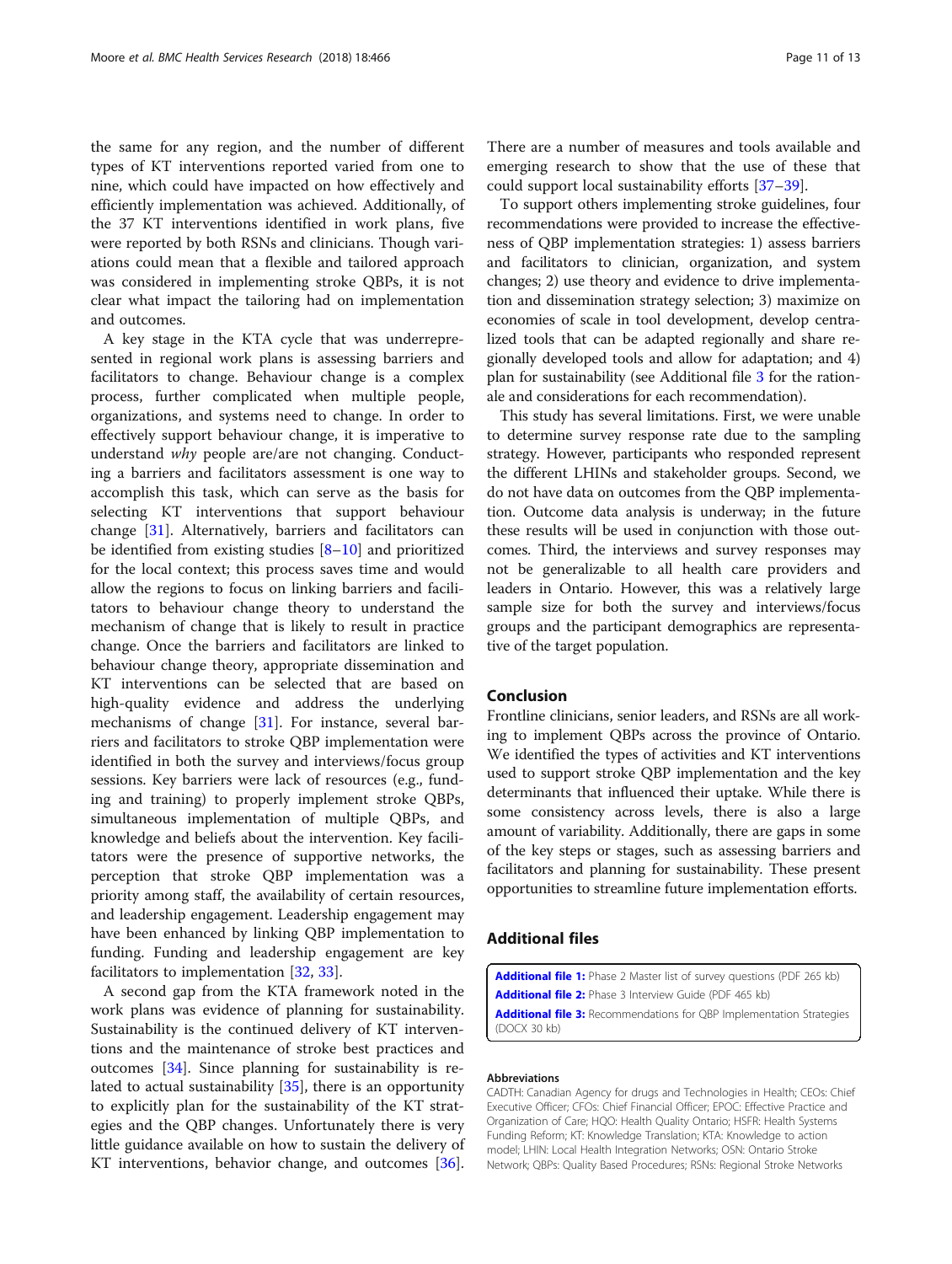the same for any region, and the number of different types of KT interventions reported varied from one to nine, which could have impacted on how effectively and efficiently implementation was achieved. Additionally, of the 37 KT interventions identified in work plans, five were reported by both RSNs and clinicians. Though variations could mean that a flexible and tailored approach was considered in implementing stroke QBPs, it is not clear what impact the tailoring had on implementation and outcomes.

A key stage in the KTA cycle that was underrepresented in regional work plans is assessing barriers and facilitators to change. Behaviour change is a complex process, further complicated when multiple people, organizations, and systems need to change. In order to effectively support behaviour change, it is imperative to understand *why* people are/are not changing. Conducting a barriers and facilitators assessment is one way to accomplish this task, which can serve as the basis for selecting KT interventions that support behaviour change [31]. Alternatively, barriers and facilitators can be identified from existing studies [8–10] and prioritized for the local context; this process saves time and would allow the regions to focus on linking barriers and facilitators to behaviour change theory to understand the mechanism of change that is likely to result in practice change. Once the barriers and facilitators are linked to behaviour change theory, appropriate dissemination and KT interventions can be selected that are based on high-quality evidence and address the underlying mechanisms of change [31]. For instance, several barriers and facilitators to stroke QBP implementation were identified in both the survey and interviews/focus group sessions. Key barriers were lack of resources (e.g., funding and training) to properly implement stroke QBPs, simultaneous implementation of multiple QBPs, and knowledge and beliefs about the intervention. Key facilitators were the presence of supportive networks, the perception that stroke QBP implementation was a priority among staff, the availability of certain resources, and leadership engagement. Leadership engagement may have been enhanced by linking QBP implementation to funding. Funding and leadership engagement are key facilitators to implementation [32, 33].

A second gap from the KTA framework noted in the work plans was evidence of planning for sustainability. Sustainability is the continued delivery of KT interventions and the maintenance of stroke best practices and outcomes [34]. Since planning for sustainability is related to actual sustainability [35], there is an opportunity to explicitly plan for the sustainability of the KT strategies and the QBP changes. Unfortunately there is very little guidance available on how to sustain the delivery of KT interventions, behavior change, and outcomes [36]. There are a number of measures and tools available and emerging research to show that the use of these that could support local sustainability efforts [37–39].

To support others implementing stroke guidelines, four recommendations were provided to increase the effectiveness of QBP implementation strategies: 1) assess barriers and facilitators to clinician, organization, and system changes; 2) use theory and evidence to drive implementation and dissemination strategy selection; 3) maximize on economies of scale in tool development, develop centralized tools that can be adapted regionally and share regionally developed tools and allow for adaptation; and 4) plan for sustainability (see Additional file 3 for the rationale and considerations for each recommendation).

This study has several limitations. First, we were unable to determine survey response rate due to the sampling strategy. However, participants who responded represent the different LHINs and stakeholder groups. Second, we do not have data on outcomes from the QBP implementation. Outcome data analysis is underway; in the future these results will be used in conjunction with those outcomes. Third, the interviews and survey responses may not be generalizable to all health care providers and leaders in Ontario. However, this was a relatively large sample size for both the survey and interviews/focus groups and the participant demographics are representative of the target population.

## Conclusion

Frontline clinicians, senior leaders, and RSNs are all working to implement QBPs across the province of Ontario. We identified the types of activities and KT interventions used to support stroke QBP implementation and the key determinants that influenced their uptake. While there is some consistency across levels, there is also a large amount of variability. Additionally, there are gaps in some of the key steps or stages, such as assessing barriers and facilitators and planning for sustainability. These present opportunities to streamline future implementation efforts.

## Additional files

**Additional file 1:** Phase 2 Master list of survey questions (PDF 265 kb)
**Additional file 2:** Phase 3 Interview Guide (PDF 465 kb)
**Additional file 3:** Recommendations for QBP Implementation Strategies (DOCX 30 kb)

#### Abbreviations

CADTH: Canadian Agency for drugs and Technologies in Health; CEOs: Chief Executive Officer; CFOs: Chief Financial Officer; EPOC: Effective Practice and Organization of Care; HQO: Health Quality Ontario; HSFR: Health Systems Funding Reform; KT: Knowledge Translation; KTA: Knowledge to action model; LHIN: Local Health Integration Networks; OSN: Ontario Stroke Network; QBPs: Quality Based Procedures; RSNs: Regional Stroke Networks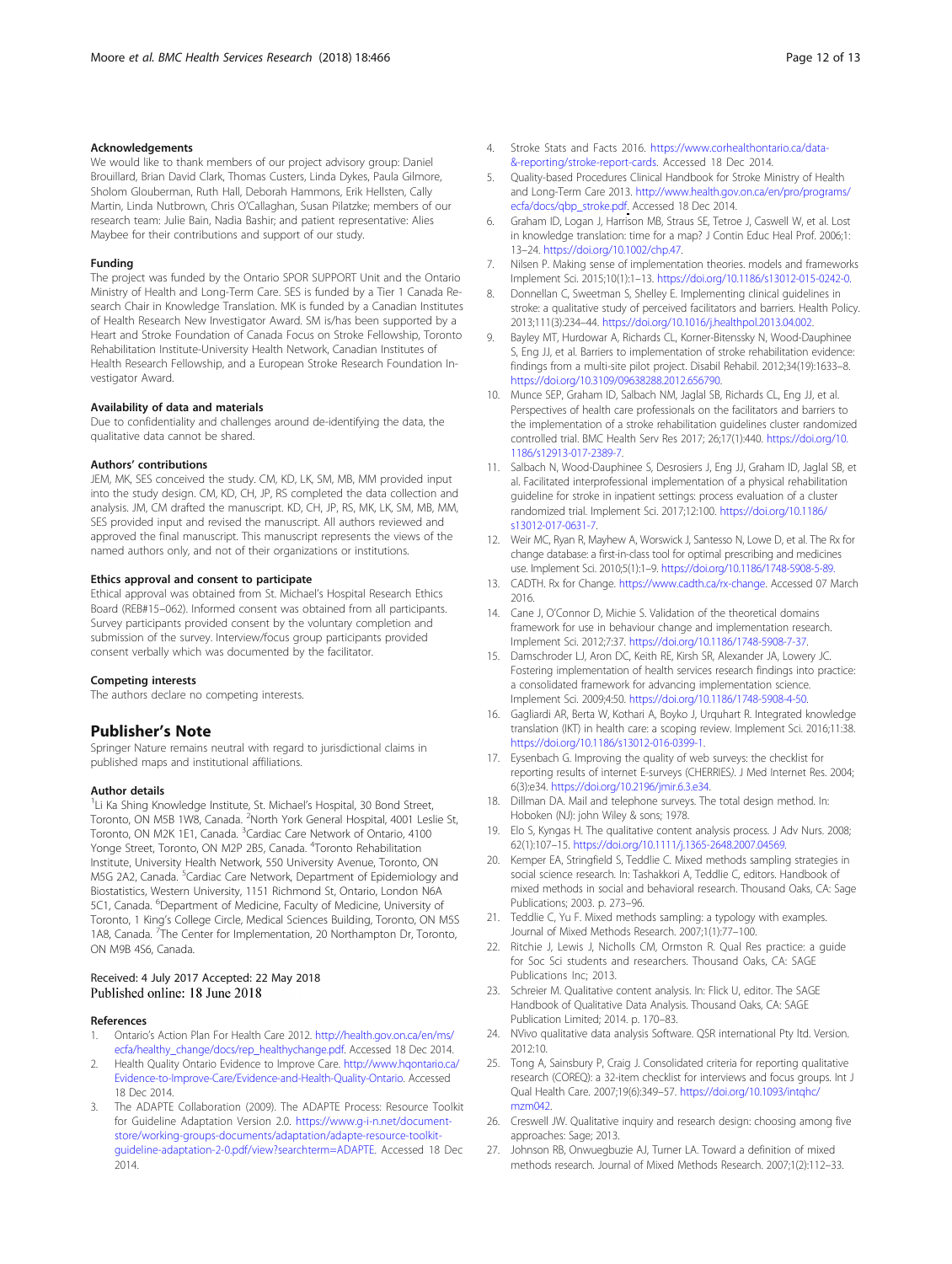### Acknowledgements

We would like to thank members of our project advisory group: Daniel Brouillard, Brian David Clark, Thomas Custers, Linda Dykes, Paula Gilmore, Sholom Glouberman, Ruth Hall, Deborah Hammons, Erik Hellsten, Cally Martin, Linda Nutbrown, Chris O'Callaghan, Susan Pilatzke; members of our research team: Julie Bain, Nadia Bashir; and patient representative: Alies Maybee for their contributions and support of our study.

### Funding

The project was funded by the Ontario SPOR SUPPORT Unit and the Ontario Ministry of Health and Long-Term Care. SES is funded by a Tier 1 Canada Research Chair in Knowledge Translation. MK is funded by a Canadian Institutes of Health Research New Investigator Award. SM is/has been supported by a Heart and Stroke Foundation of Canada Focus on Stroke Fellowship, Toronto Rehabilitation Institute-University Health Network, Canadian Institutes of Health Research Fellowship, and a European Stroke Research Foundation Investigator Award.

### Availability of data and materials

Due to confidentiality and challenges around de-identifying the data, the qualitative data cannot be shared.

### Authors' contributions

JEM, MK, SES conceived the study. CM, KD, LK, SM, MB, MM provided input into the study design. CM, KD, CH, JP, RS completed the data collection and analysis. JM, CM drafted the manuscript. KD, CH, JP, RS, MK, LK, SM, MB, MM, SES provided input and revised the manuscript. All authors reviewed and approved the final manuscript. This manuscript represents the views of the named authors only, and not of their organizations or institutions.

### Ethics approval and consent to participate

Ethical approval was obtained from St. Michael's Hospital Research Ethics Board (REB#15–062). Informed consent was obtained from all participants. Survey participants provided consent by the voluntary completion and submission of the survey. Interview/focus group participants provided consent verbally which was documented by the facilitator.

### Competing interests

The authors declare no competing interests.

## Publisher's Note

Springer Nature remains neutral with regard to jurisdictional claims in published maps and institutional affiliations.

### Author details

[1]Li Ka Shing Knowledge Institute, St. Michael's Hospital, 30 Bond Street, Toronto, ON M5B 1W8, Canada. [2]North York General Hospital, 4001 Leslie St, Toronto, ON M2K 1E1, Canada. [3]Cardiac Care Network of Ontario, 4100 Yonge Street, Toronto, ON M2P 2B5, Canada. [4]Toronto Rehabilitation Institute, University Health Network, 550 University Avenue, Toronto, ON M5G 2A2, Canada. [5]Cardiac Care Network, Department of Epidemiology and Biostatistics, Western University, 1151 Richmond St, Ontario, London N6A 5C1, Canada. [6]Department of Medicine, Faculty of Medicine, University of Toronto, 1 King's College Circle, Medical Sciences Building, Toronto, ON M5S 1A8, Canada. [7]The Center for Implementation, 20 Northampton Dr, Toronto, ON M9B 4S6, Canada.

Received: 4 July 2017 Accepted: 22 May 2018
Published online: 18 June 2018

### References

1. Ontario's Action Plan For Health Care 2012. http://health.gov.on.ca/en/ms/ecfa/healthy_change/docs/rep_healthychange.pdf. Accessed 18 Dec 2014.
2. Health Quality Ontario Evidence to Improve Care. http://www.hqontario.ca/Evidence-to-Improve-Care/Evidence-and-Health-Quality-Ontario. Accessed 18 Dec 2014.
3. The ADAPTE Collaboration (2009). The ADAPTE Process: Resource Toolkit for Guideline Adaptation Version 2.0. https://www.g-i-n.net/document-store/working-groups-documents/adaptation/adapte-resource-toolkit-guideline-adaptation-2-0.pdf/view?searchterm=ADAPTE. Accessed 18 Dec 2014.
4. Stroke Stats and Facts 2016. https://www.corhealthontario.ca/data-&-reporting/stroke-report-cards. Accessed 18 Dec 2014.
5. Quality-based Procedures Clinical Handbook for Stroke Ministry of Health and Long-Term Care 2013. http://www.health.gov.on.ca/en/pro/programs/ecfa/docs/qbp_stroke.pdf. Accessed 18 Dec 2014.
6. Graham ID, Logan J, Harrison MB, Straus SE, Tetroe J, Caswell W, et al. Lost in knowledge translation: time for a map? J Contin Educ Heal Prof. 2006;1:13–24. https://doi.org/10.1002/chp.47.
7. Nilsen P. Making sense of implementation theories. models and frameworks Implement Sci. 2015;10(1):1–13. https://doi.org/10.1186/s13012-015-0242-0.
8. Donnellan C, Sweetman S, Shelley E. Implementing clinical guidelines in stroke: a qualitative study of perceived facilitators and barriers. Health Policy. 2013;111(3):234–44. https://doi.org/10.1016/j.healthpol.2013.04.002.
9. Bayley MT, Hurdowar A, Richards CL, Korner-Bitensky N, Wood-Dauphinee S, Eng JJ, et al. Barriers to implementation of stroke rehabilitation evidence: findings from a multi-site pilot project. Disabil Rehabil. 2012;34(19):1633–8. https://doi.org/10.3109/09638288.2012.656790.
10. Munce SEP, Graham ID, Salbach NM, Jaglal SB, Richards CL, Eng JJ, et al. Perspectives of health care professionals on the facilitators and barriers to the implementation of a stroke rehabilitation guidelines cluster randomized controlled trial. BMC Health Serv Res 2017; 26;17(1):440. https://doi.org/10.1186/s12913-017-2389-7.
11. Salbach N, Wood-Dauphinee S, Desrosiers J, Eng JJ, Graham ID, Jaglal SB, et al. Facilitated interprofessional implementation of a physical rehabilitation guideline for stroke in inpatient settings: process evaluation of a cluster randomized trial. Implement Sci. 2017;12:100. https://doi.org/10.1186/s13012-017-0631-7.
12. Weir MC, Ryan R, Mayhew A, Worswick J, Santesso N, Lowe D, et al. The Rx for change database: a first-in-class tool for optimal prescribing and medicines use. Implement Sci. 2010;5(1):1–9. https://doi.org/10.1186/1748-5908-5-89.
13. CADTH. Rx for Change. https://www.cadth.ca/rx-change. Accessed 07 March 2016.
14. Cane J, O'Connor D, Michie S. Validation of the theoretical domains framework for use in behaviour change and implementation research. Implement Sci. 2012;7:37. https://doi.org/10.1186/1748-5908-7-37.
15. Damschroder LJ, Aron DC, Keith RE, Kirsh SR, Alexander JA, Lowery JC. Fostering implementation of health services research findings into practice: a consolidated framework for advancing implementation science. Implement Sci. 2009;4:50. https://doi.org/10.1186/1748-5908-4-50.
16. Gagliardi AR, Berta W, Kothari A, Boyko J, Urquhart R. Integrated knowledge translation (IKT) in health care: a scoping review. Implement Sci. 2016;11:38. https://doi.org/10.1186/s13012-016-0399-1.
17. Eysenbach G. Improving the quality of web surveys: the checklist for reporting results of internet E-surveys (CHERRIES). J Med Internet Res. 2004;6(3):e34. https://doi.org/10.2196/jmir.6.3.e34.
18. Dillman DA. Mail and telephone surveys. The total design method. In: Hoboken (NJ): john Wiley & sons; 1978.
19. Elo S, Kyngas H. The qualitative content analysis process. J Adv Nurs. 2008;62(1):107–15. https://doi.org/10.1111/j.1365-2648.2007.04569.
20. Kemper EA, Stringfield S, Teddlie C. Mixed methods sampling strategies in social science research. In: Tashakkori A, Teddlie C, editors. Handbook of mixed methods in social and behavioral research. Thousand Oaks, CA: Sage Publications; 2003. p. 273–96.
21. Teddlie C, Yu F. Mixed methods sampling: a typology with examples. Journal of Mixed Methods Research. 2007;1(1):77–100.
22. Ritchie J, Lewis J, Nicholls CM, Ormston R. Qual Res practice: a guide for Soc Sci students and researchers. Thousand Oaks, CA: SAGE Publications Inc; 2013.
23. Schreier M. Qualitative content analysis. In: Flick U, editor. The SAGE Handbook of Qualitative Data Analysis. Thousand Oaks, CA: SAGE Publication Limited; 2014. p. 170–83.
24. NVivo qualitative data analysis Software. QSR international Pty ltd. Version. 2012:10.
25. Tong A, Sainsbury P, Craig J. Consolidated criteria for reporting qualitative research (COREQ): a 32-item checklist for interviews and focus groups. Int J Qual Health Care. 2007;19(6):349–57. https://doi.org/10.1093/intqhc/mzm042.
26. Creswell JW. Qualitative inquiry and research design: choosing among five approaches: Sage; 2013.
27. Johnson RB, Onwuegbuzie AJ, Turner LA. Toward a definition of mixed methods research. Journal of Mixed Methods Research. 2007;1(2):112–33.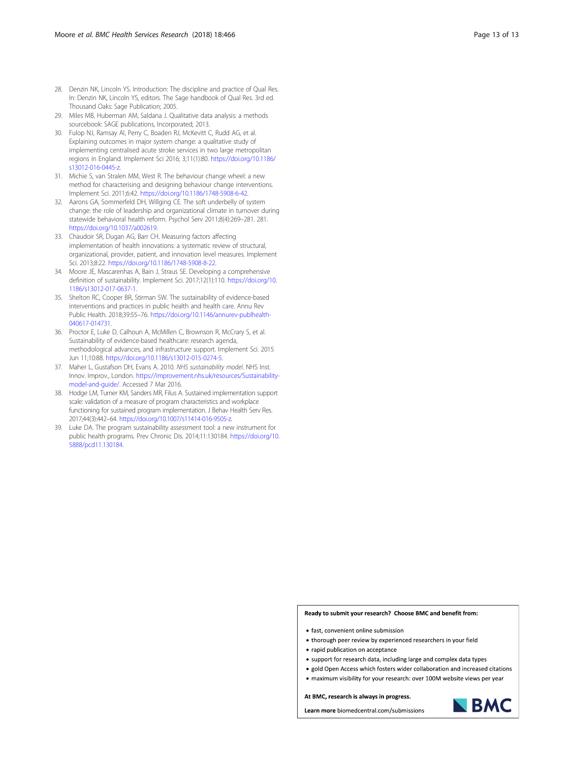28. Denzin NK, Lincoln YS. Introduction: The discipline and practice of Qual Res. In: Denzin NK, Lincoln YS, editors. The Sage handbook of Qual Res. 3rd ed. Thousand Oaks: Sage Publication; 2005.
29. Miles MB, Huberman AM, Saldana J. Qualitative data analysis: a methods sourcebook: SAGE publications, Incorporated; 2013.
30. Fulop NJ, Ramsay AI, Perry C, Boaden RJ, McKevitt C, Rudd AG, et al. Explaining outcomes in major system change: a qualitative study of implementing centralised acute stroke services in two large metropolitan regions in England. Implement Sci 2016; 3;11(1):80. https://doi.org/10.1186/s13012-016-0445-z.
31. Michie S, van Stralen MM, West R. The behaviour change wheel: a new method for characterising and designing behaviour change interventions. Implement Sci. 2011;6:42. https://doi.org/10.1186/1748-5908-6-42.
32. Aarons GA, Sommerfeld DH, Willging CE. The soft underbelly of system change: the role of leadership and organizational climate in turnover during statewide behavioral health reform. Psychol Serv 2011;8(4):269–281. 281. https://doi.org/10.1037/a002619.
33. Chaudoir SR, Dugan AG, Barr CH. Measuring factors affecting implementation of health innovations: a systematic review of structural, organizational, provider, patient, and innovation level measures. Implement Sci. 2013;8:22. https://doi.org/10.1186/1748-5908-8-22.
34. Moore JE, Mascarenhas A, Bain J, Straus SE. Developing a comprehensive definition of sustainability. Implement Sci. 2017;12(1):110. https://doi.org/10.1186/s13012-017-0637-1.
35. Shelton RC, Cooper BR, Stirman SW. The sustainability of evidence-based interventions and practices in public health and health care. Annu Rev Public Health. 2018;39:55–76. https://doi.org/10.1146/annurev-publhealth-040617-014731.
36. Proctor E, Luke D, Calhoun A, McMillen C, Brownson R, McCrary S, et al. Sustainability of evidence-based healthcare: research agenda, methodological advances, and infrastructure support. Implement Sci. 2015 Jun 11;10:88. https://doi.org/10.1186/s13012-015-0274-5.
37. Maher L, Gustafson DH, Evans A. 2010. *NHS sustainability model*. NHS Inst. Innov. Improv., London. https://improvement.nhs.uk/resources/Sustainability-model-and-guide/. Accessed 7 Mar 2016.
38. Hodge LM, Turner KM, Sanders MR, Filus A. Sustained implementation support scale: validation of a measure of program characteristics and workplace functioning for sustained program implementation. J Behav Health Serv Res. 2017;44(3):442–64. https://doi.org/10.1007/s11414-016-9505-z.
39. Luke DA. The program sustainability assessment tool: a new instrument for public health programs. Prev Chronic Dis. 2014;11:130184. https://doi.org/10.5888/pcd11.130184.

**Ready to submit your research? Choose BMC and benefit from:**

- fast, convenient online submission
- thorough peer review by experienced researchers in your field
- rapid publication on acceptance
- support for research data, including large and complex data types
- gold Open Access which fosters wider collaboration and increased citations
- maximum visibility for your research: over 100M website views per year

**At BMC, research is always in progress.**

**Learn more** biomedcentral.com/submissions

BMC